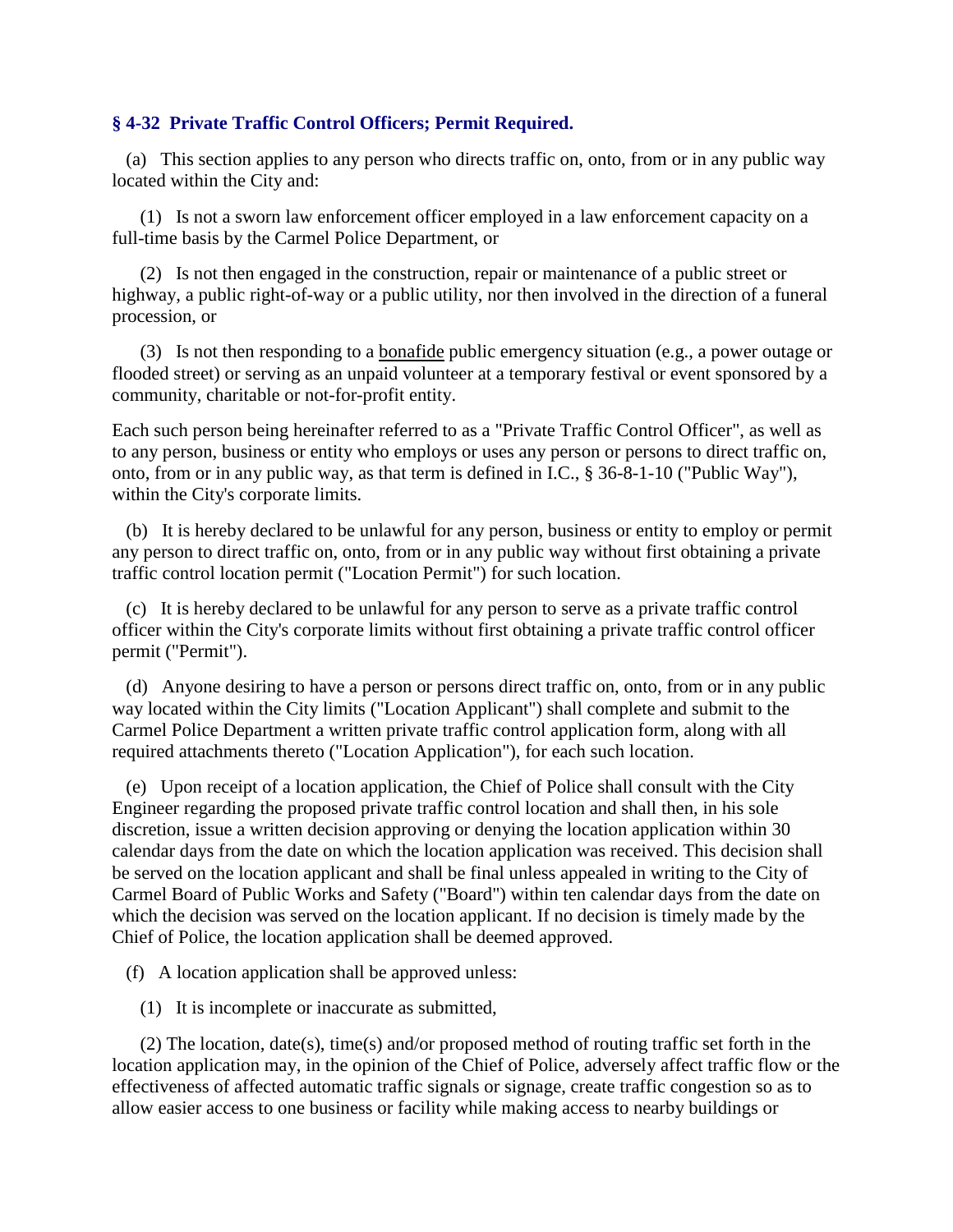### § 4-32 Private Traffic Control Officers; Permit Required.

(a) This section applies to any person who directs traffic on, onto, from or in any public way located within the City and:

(1) Is not a sworn law enforcement officer employed in a law enforcement capacity on a full-time basis by the Carmel Police Department, or

(2) Is not then engaged in the construction, repair or maintenance of a public street or highway, a public right-of-way or a public utility, nor then involved in the direction of a funeral procession, or

(3) Is not then responding to a bonafide public emergency situation (e.g., a power outage or flooded street) or serving as an unpaid volunteer at a temporary festival or event sponsored by a community, charitable or not-for-profit entity.

Each such person being hereinafter referred to as a "Private Traffic Control Officer", as well as to any person, business or entity who employs or uses any person or persons to direct traffic on, onto, from or in any public way, as that term is defined in I.C., § 36-8-1-10 ("Public Way"), within the City's corporate limits.

(b) It is hereby declared to be unlawful for any person, business or entity to employ or permit any person to direct traffic on, onto, from or in any public way without first obtaining a private traffic control location permit ("Location Permit") for such location.

(c) It is hereby declared to be unlawful for any person to serve as a private traffic control officer within the City's corporate limits without first obtaining a private traffic control officer permit ("Permit").

(d) Anyone desiring to have a person or persons direct traffic on, onto, from or in any public way located within the City limits ("Location Applicant") shall complete and submit to the Carmel Police Department a written private traffic control application form, along with all required attachments thereto ("Location Application"), for each such location.

(e) Upon receipt of a location application, the Chief of Police shall consult with the City Engineer regarding the proposed private traffic control location and shall then, in his sole discretion, issue a written decision approving or denying the location application within 30 calendar days from the date on which the location application was received. This decision shall be served on the location applicant and shall be final unless appealed in writing to the City of Carmel Board of Public Works and Safety ("Board") within ten calendar days from the date on which the decision was served on the location applicant. If no decision is timely made by the Chief of Police, the location application shall be deemed approved.

(f) A location application shall be approved unless:

(1) It is incomplete or inaccurate as submitted,

(2) The location, date(s), time(s) and/or proposed method of routing traffic set forth in the location application may, in the opinion of the Chief of Police, adversely affect traffic flow or the effectiveness of affected automatic traffic signals or signage, create traffic congestion so as to allow easier access to one business or facility while making access to nearby buildings or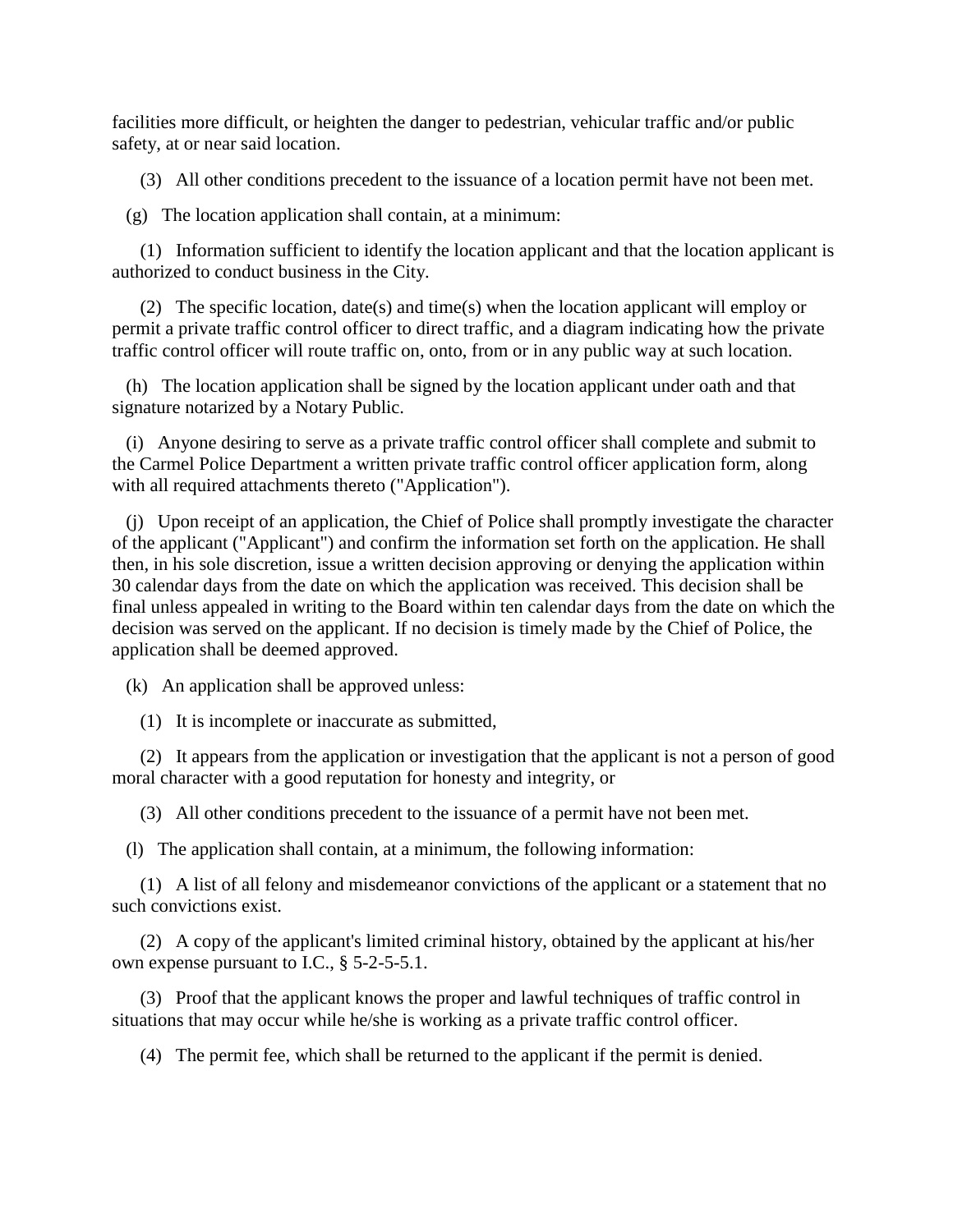facilities more difficult, or heighten the danger to pedestrian, vehicular traffic and/or public safety, at or near said location.

(3) All other conditions precedent to the issuance of a location permit have not been met.

(g) The location application shall contain, at a minimum:

(1) Information sufficient to identify the location applicant and that the location applicant is authorized to conduct business in the City.

(2) The specific location, date(s) and time(s) when the location applicant will employ or permit a private traffic control officer to direct traffic, and a diagram indicating how the private traffic control officer will route traffic on, onto, from or in any public way at such location.

(h) The location application shall be signed by the location applicant under oath and that signature notarized by a Notary Public.

(i) Anyone desiring to serve as a private traffic control officer shall complete and submit to the Carmel Police Department a written private traffic control officer application form, along with all required attachments thereto ("Application").

(j) Upon receipt of an application, the Chief of Police shall promptly investigate the character of the applicant ("Applicant") and confirm the information set forth on the application. He shall then, in his sole discretion, issue a written decision approving or denying the application within 30 calendar days from the date on which the application was received. This decision shall be final unless appealed in writing to the Board within ten calendar days from the date on which the decision was served on the applicant. If no decision is timely made by the Chief of Police, the application shall be deemed approved.

(k) An application shall be approved unless:

(1) It is incomplete or inaccurate as submitted,

(2) It appears from the application or investigation that the applicant is not a person of good moral character with a good reputation for honesty and integrity, or

(3) All other conditions precedent to the issuance of a permit have not been met.

(l) The application shall contain, at a minimum, the following information:

(1) A list of all felony and misdemeanor convictions of the applicant or a statement that no such convictions exist.

(2) A copy of the applicant's limited criminal history, obtained by the applicant at his/her own expense pursuant to I.C., § 5-2-5-5.1.

(3) Proof that the applicant knows the proper and lawful techniques of traffic control in situations that may occur while he/she is working as a private traffic control officer.

(4) The permit fee, which shall be returned to the applicant if the permit is denied.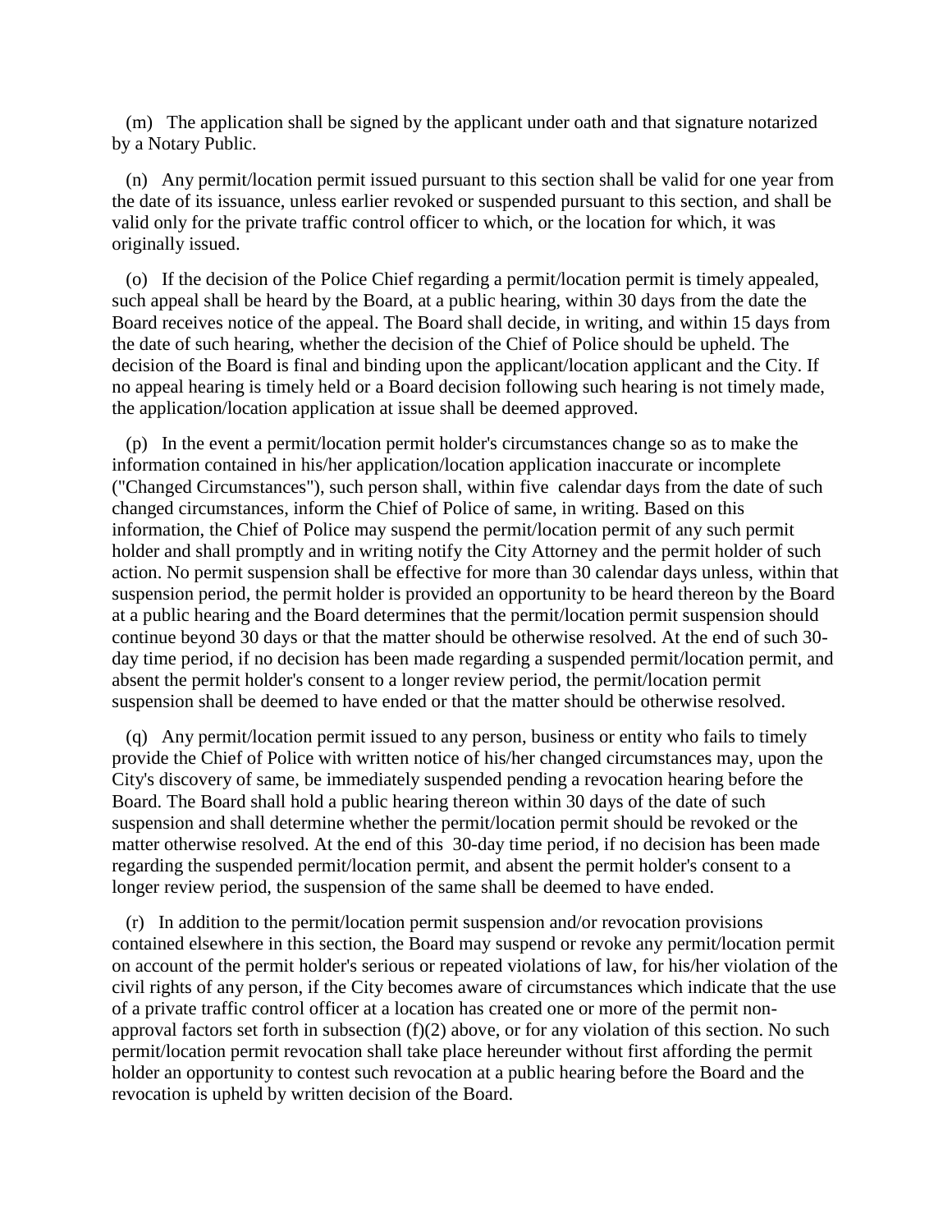(m) The application shall be signed by the applicant under oath and that signature notarized by a Notary Public.

(n) Any permit/location permit issued pursuant to this section shall be valid for one year from the date of its issuance, unless earlier revoked or suspended pursuant to this section, and shall be valid only for the private traffic control officer to which, or the location for which, it was originally issued.

(o) If the decision of the Police Chief regarding a permit/location permit is timely appealed, such appeal shall be heard by the Board, at a public hearing, within 30 days from the date the Board receives notice of the appeal. The Board shall decide, in writing, and within 15 days from the date of such hearing, whether the decision of the Chief of Police should be upheld. The decision of the Board is final and binding upon the applicant/location applicant and the City. If no appeal hearing is timely held or a Board decision following such hearing is not timely made, the application/location application at issue shall be deemed approved.

(p) In the event a permit/location permit holder's circumstances change so as to make the information contained in his/her application/location application inaccurate or incomplete ("Changed Circumstances"), such person shall, within five calendar days from the date of such changed circumstances, inform the Chief of Police of same, in writing. Based on this information, the Chief of Police may suspend the permit/location permit of any such permit holder and shall promptly and in writing notify the City Attorney and the permit holder of such action. No permit suspension shall be effective for more than 30 calendar days unless, within that suspension period, the permit holder is provided an opportunity to be heard thereon by the Board at a public hearing and the Board determines that the permit/location permit suspension should continue beyond 30 days or that the matter should be otherwise resolved. At the end of such 30-day time period, if no decision has been made regarding a suspended permit/location permit, and absent the permit holder's consent to a longer review period, the permit/location permit suspension shall be deemed to have ended or that the matter should be otherwise resolved.

(q) Any permit/location permit issued to any person, business or entity who fails to timely provide the Chief of Police with written notice of his/her changed circumstances may, upon the City's discovery of same, be immediately suspended pending a revocation hearing before the Board. The Board shall hold a public hearing thereon within 30 days of the date of such suspension and shall determine whether the permit/location permit should be revoked or the matter otherwise resolved. At the end of this 30-day time period, if no decision has been made regarding the suspended permit/location permit, and absent the permit holder's consent to a longer review period, the suspension of the same shall be deemed to have ended.

(r) In addition to the permit/location permit suspension and/or revocation provisions contained elsewhere in this section, the Board may suspend or revoke any permit/location permit on account of the permit holder's serious or repeated violations of law, for his/her violation of the civil rights of any person, if the City becomes aware of circumstances which indicate that the use of a private traffic control officer at a location has created one or more of the permit non-approval factors set forth in subsection (f)(2) above, or for any violation of this section. No such permit/location permit revocation shall take place hereunder without first affording the permit holder an opportunity to contest such revocation at a public hearing before the Board and the revocation is upheld by written decision of the Board.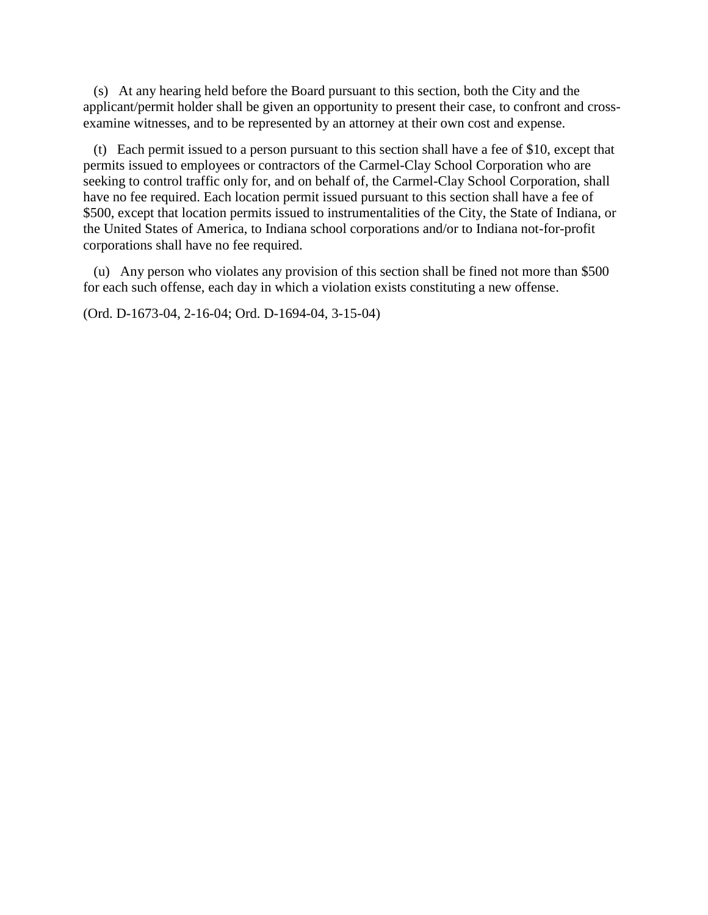(s) At any hearing held before the Board pursuant to this section, both the City and the applicant/permit holder shall be given an opportunity to present their case, to confront and cross-examine witnesses, and to be represented by an attorney at their own cost and expense.

(t) Each permit issued to a person pursuant to this section shall have a fee of $10, except that permits issued to employees or contractors of the Carmel-Clay School Corporation who are seeking to control traffic only for, and on behalf of, the Carmel-Clay School Corporation, shall have no fee required. Each location permit issued pursuant to this section shall have a fee of $500, except that location permits issued to instrumentalities of the City, the State of Indiana, or the United States of America, to Indiana school corporations and/or to Indiana not-for-profit corporations shall have no fee required.

(u) Any person who violates any provision of this section shall be fined not more than $500 for each such offense, each day in which a violation exists constituting a new offense.

(Ord. D-1673-04, 2-16-04; Ord. D-1694-04, 3-15-04)